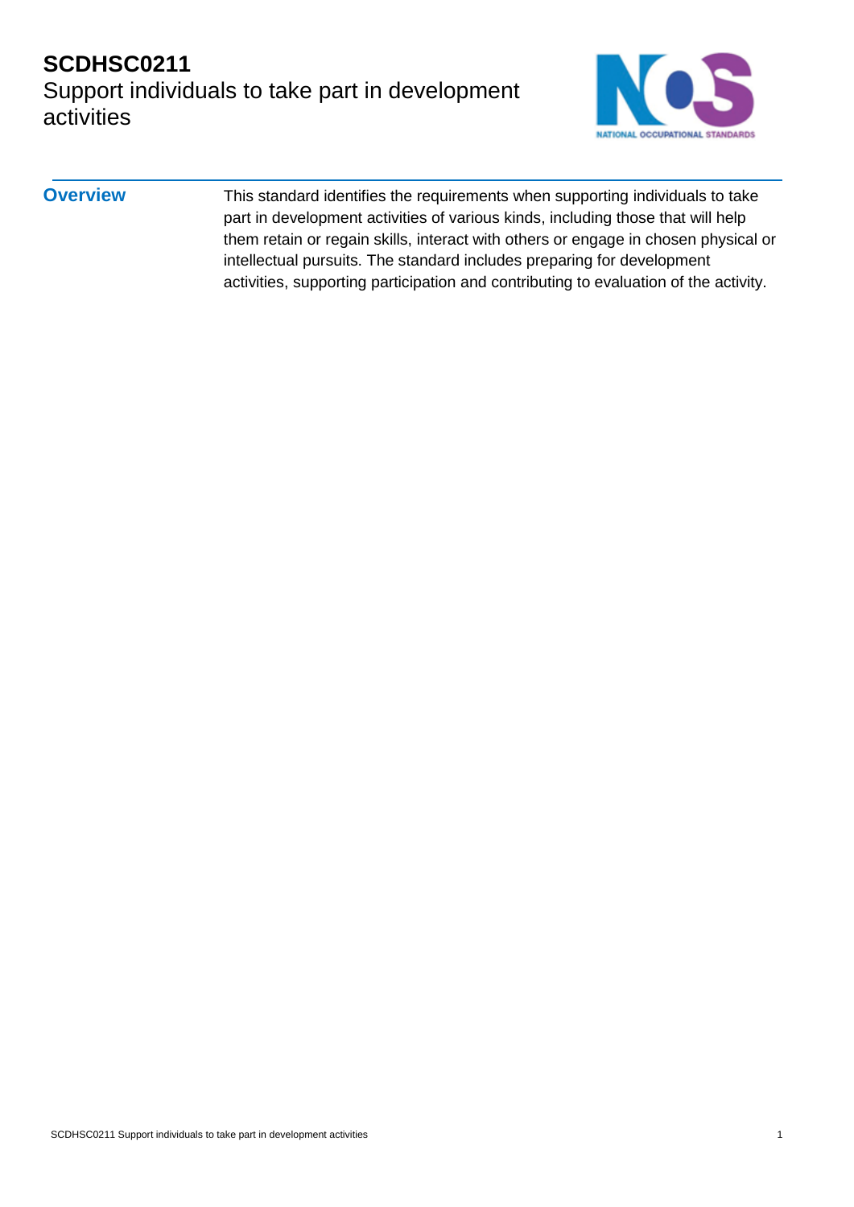# SCDHSC0211
## Support individuals to take part in development activities

## Overview

This standard identifies the requirements when supporting individuals to take part in development activities of various kinds, including those that will help them retain or regain skills, interact with others or engage in chosen physical or intellectual pursuits. The standard includes preparing for development activities, supporting participation and contributing to evaluation of the activity.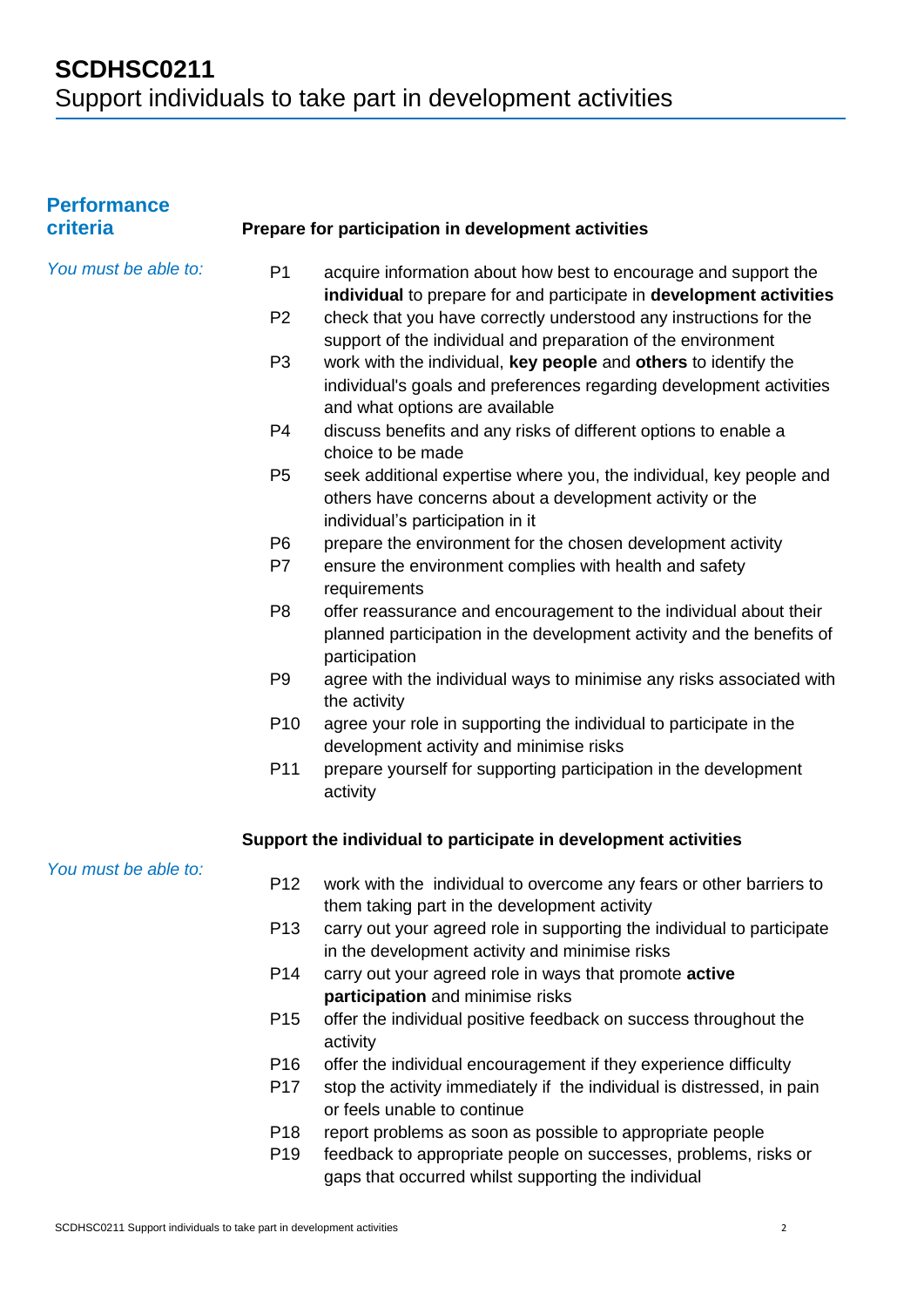# SCDHSC0211
Support individuals to take part in development activities

## Performance criteria

### Prepare for participation in development activities

*You must be able to:*

- P1 acquire information about how best to encourage and support the **individual** to prepare for and participate in **development activities**
- P2 check that you have correctly understood any instructions for the support of the individual and preparation of the environment
- P3 work with the individual, **key people** and **others** to identify the individual's goals and preferences regarding development activities and what options are available
- P4 discuss benefits and any risks of different options to enable a choice to be made
- P5 seek additional expertise where you, the individual, key people and others have concerns about a development activity or the individual's participation in it
- P6 prepare the environment for the chosen development activity
- P7 ensure the environment complies with health and safety requirements
- P8 offer reassurance and encouragement to the individual about their planned participation in the development activity and the benefits of participation
- P9 agree with the individual ways to minimise any risks associated with the activity
- P10 agree your role in supporting the individual to participate in the development activity and minimise risks
- P11 prepare yourself for supporting participation in the development activity

### Support the individual to participate in development activities

*You must be able to:*

- P12 work with the individual to overcome any fears or other barriers to them taking part in the development activity
- P13 carry out your agreed role in supporting the individual to participate in the development activity and minimise risks
- P14 carry out your agreed role in ways that promote **active participation** and minimise risks
- P15 offer the individual positive feedback on success throughout the activity
- P16 offer the individual encouragement if they experience difficulty
- P17 stop the activity immediately if the individual is distressed, in pain or feels unable to continue
- P18 report problems as soon as possible to appropriate people
- P19 feedback to appropriate people on successes, problems, risks or gaps that occurred whilst supporting the individual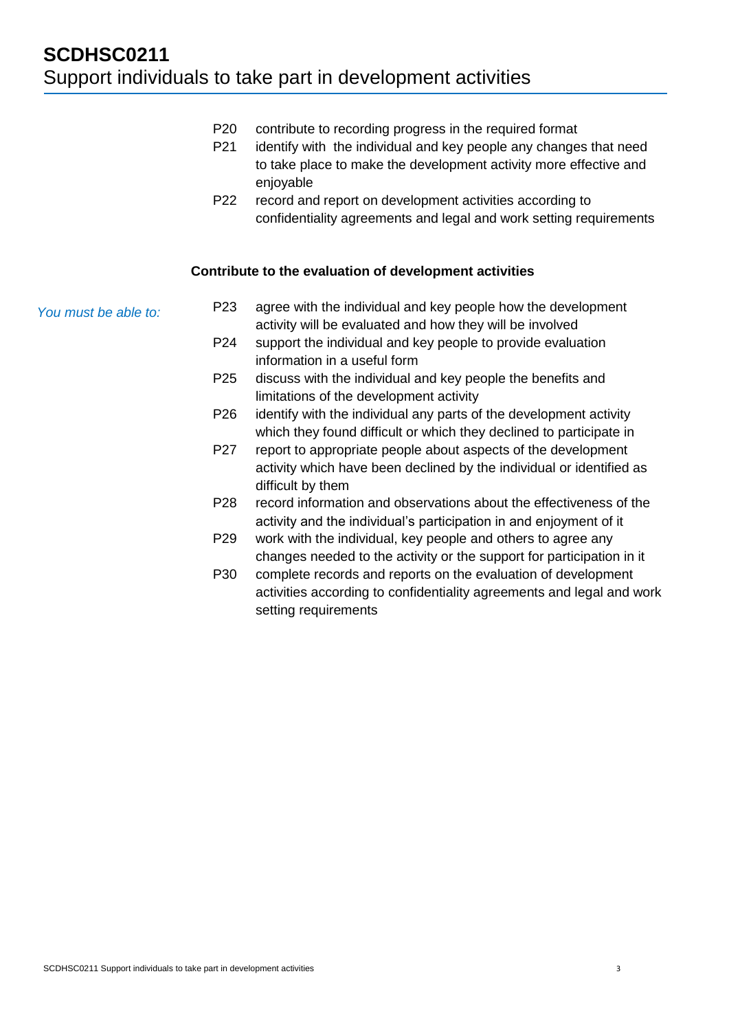P20 contribute to recording progress in the required format

P21 identify with the individual and key people any changes that need to take place to make the development activity more effective and enjoyable

P22 record and report on development activities according to confidentiality agreements and legal and work setting requirements

**Contribute to the evaluation of development activities**

*You must be able to:*

P23 agree with the individual and key people how the development activity will be evaluated and how they will be involved

P24 support the individual and key people to provide evaluation information in a useful form

P25 discuss with the individual and key people the benefits and limitations of the development activity

P26 identify with the individual any parts of the development activity which they found difficult or which they declined to participate in

P27 report to appropriate people about aspects of the development activity which have been declined by the individual or identified as difficult by them

P28 record information and observations about the effectiveness of the activity and the individual's participation in and enjoyment of it

P29 work with the individual, key people and others to agree any changes needed to the activity or the support for participation in it

P30 complete records and reports on the evaluation of development activities according to confidentiality agreements and legal and work setting requirements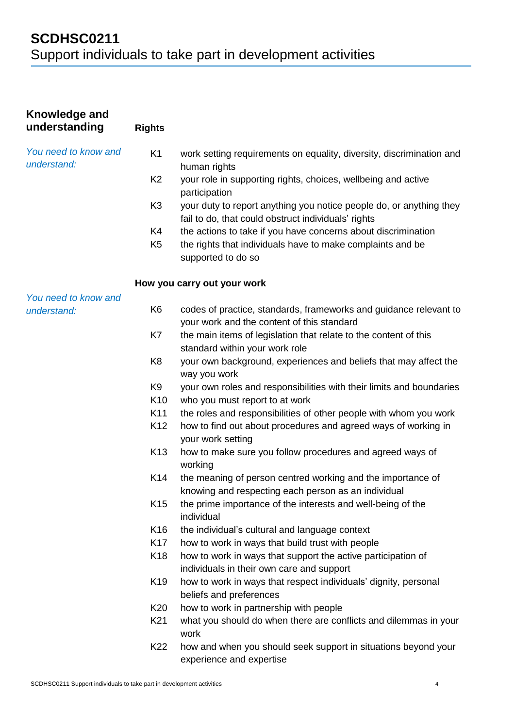# SCDHSC0211
Support individuals to take part in development activities

## Knowledge and understanding

### Rights

*You need to know and understand:*

- K1 work setting requirements on equality, diversity, discrimination and human rights
- K2 your role in supporting rights, choices, wellbeing and active participation
- K3 your duty to report anything you notice people do, or anything they fail to do, that could obstruct individuals' rights
- K4 the actions to take if you have concerns about discrimination
- K5 the rights that individuals have to make complaints and be supported to do so

### How you carry out your work

*You need to know and understand:*

- K6 codes of practice, standards, frameworks and guidance relevant to your work and the content of this standard
- K7 the main items of legislation that relate to the content of this standard within your work role
- K8 your own background, experiences and beliefs that may affect the way you work
- K9 your own roles and responsibilities with their limits and boundaries
- K10 who you must report to at work
- K11 the roles and responsibilities of other people with whom you work
- K12 how to find out about procedures and agreed ways of working in your work setting
- K13 how to make sure you follow procedures and agreed ways of working
- K14 the meaning of person centred working and the importance of knowing and respecting each person as an individual
- K15 the prime importance of the interests and well-being of the individual
- K16 the individual's cultural and language context
- K17 how to work in ways that build trust with people
- K18 how to work in ways that support the active participation of individuals in their own care and support
- K19 how to work in ways that respect individuals' dignity, personal beliefs and preferences
- K20 how to work in partnership with people
- K21 what you should do when there are conflicts and dilemmas in your work
- K22 how and when you should seek support in situations beyond your experience and expertise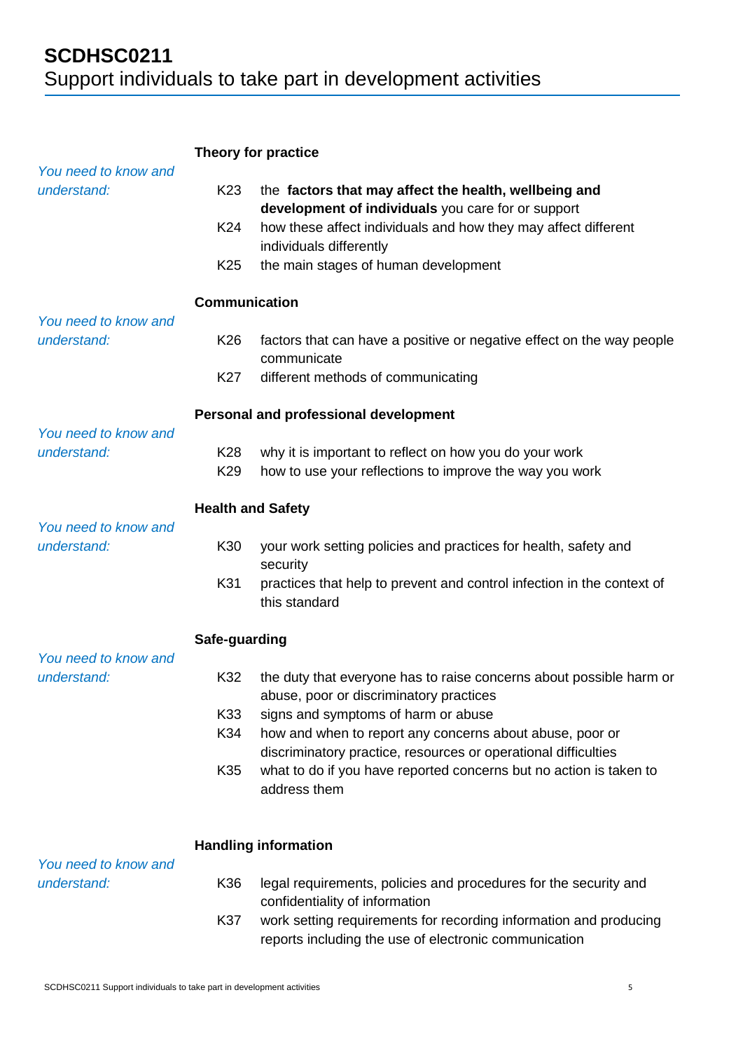# SCDHSC0211
Support individuals to take part in development activities

## Theory for practice

*You need to know and understand:*

K23 the **factors that may affect the health, wellbeing and development of individuals** you care for or support

K24 how these affect individuals and how they may affect different individuals differently

K25 the main stages of human development

## Communication

*You need to know and understand:*

K26 factors that can have a positive or negative effect on the way people communicate

K27 different methods of communicating

## Personal and professional development

*You need to know and understand:*

K28 why it is important to reflect on how you do your work

K29 how to use your reflections to improve the way you work

## Health and Safety

*You need to know and understand:*

K30 your work setting policies and practices for health, safety and security

K31 practices that help to prevent and control infection in the context of this standard

## Safe-guarding

*You need to know and understand:*

K32 the duty that everyone has to raise concerns about possible harm or abuse, poor or discriminatory practices

K33 signs and symptoms of harm or abuse

K34 how and when to report any concerns about abuse, poor or discriminatory practice, resources or operational difficulties

K35 what to do if you have reported concerns but no action is taken to address them

## Handling information

*You need to know and understand:*

K36 legal requirements, policies and procedures for the security and confidentiality of information

K37 work setting requirements for recording information and producing reports including the use of electronic communication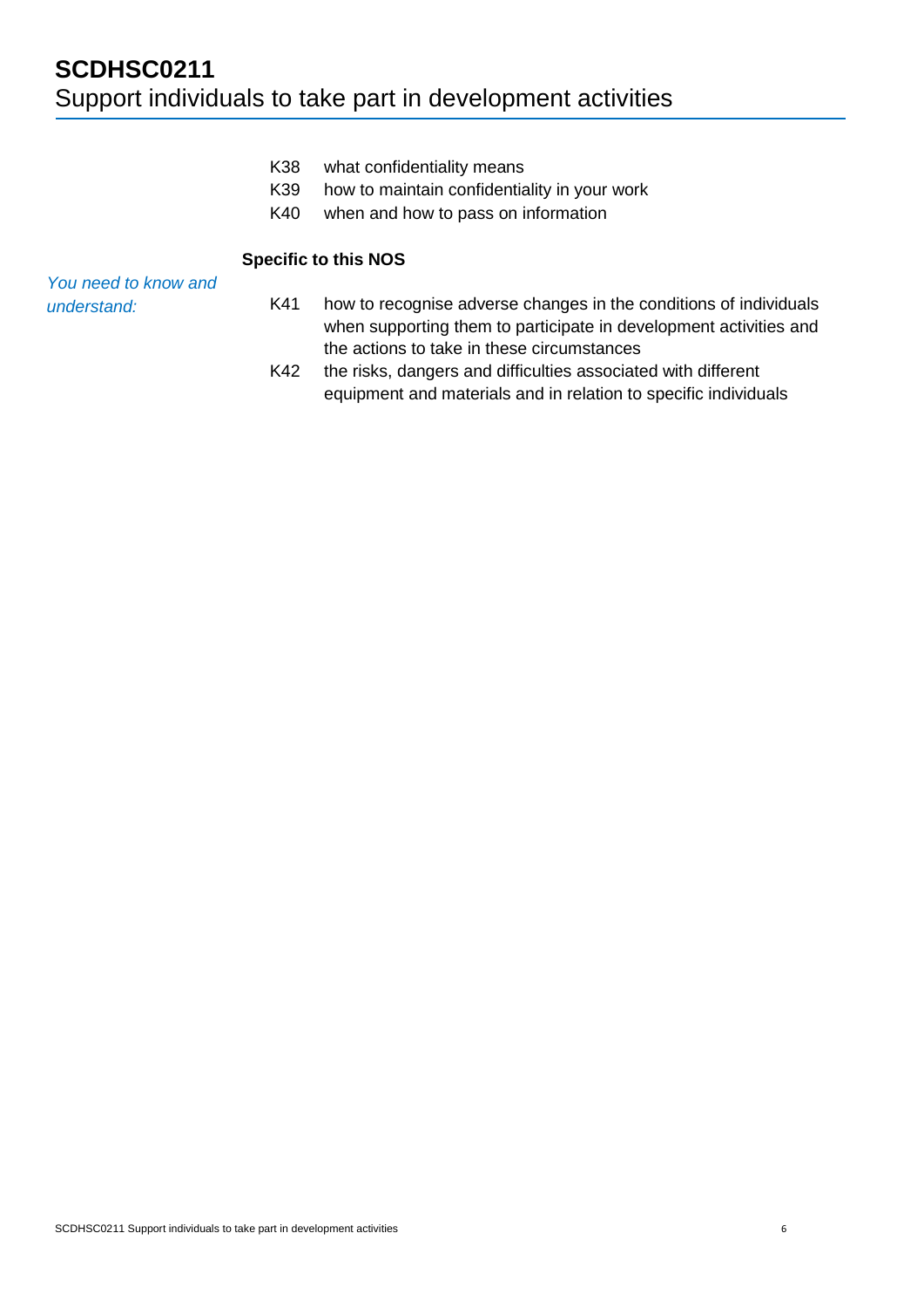K38 what confidentiality means
K39 how to maintain confidentiality in your work
K40 when and how to pass on information

**Specific to this NOS**

*You need to know and understand:*

K41 how to recognise adverse changes in the conditions of individuals when supporting them to participate in development activities and the actions to take in these circumstances
K42 the risks, dangers and difficulties associated with different equipment and materials and in relation to specific individuals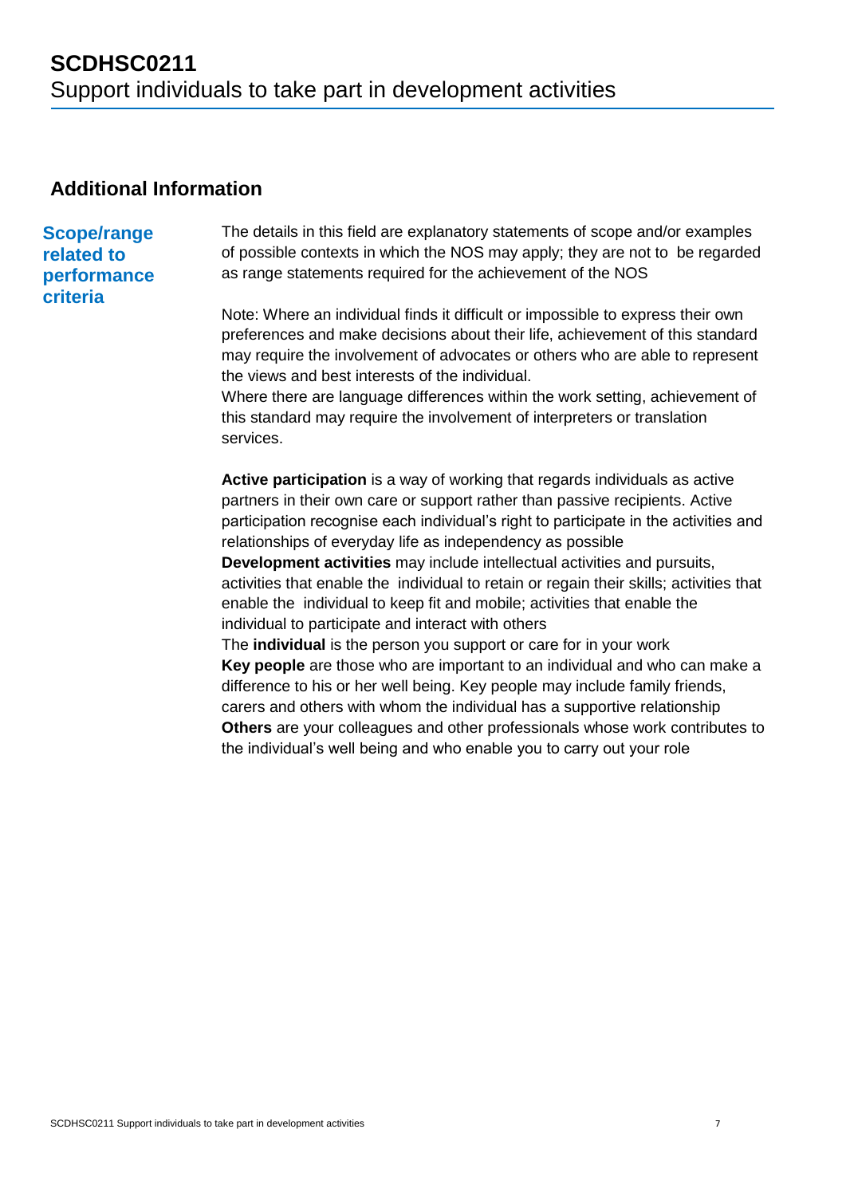# SCDHSC0211
Support individuals to take part in development activities

## Additional Information

### Scope/range related to performance criteria

The details in this field are explanatory statements of scope and/or examples of possible contexts in which the NOS may apply; they are not to be regarded as range statements required for the achievement of the NOS

Note: Where an individual finds it difficult or impossible to express their own preferences and make decisions about their life, achievement of this standard may require the involvement of advocates or others who are able to represent the views and best interests of the individual.
Where there are language differences within the work setting, achievement of this standard may require the involvement of interpreters or translation services.

**Active participation** is a way of working that regards individuals as active partners in their own care or support rather than passive recipients. Active participation recognise each individual's right to participate in the activities and relationships of everyday life as independency as possible
**Development activities** may include intellectual activities and pursuits, activities that enable the individual to retain or regain their skills; activities that enable the individual to keep fit and mobile; activities that enable the individual to participate and interact with others
The **individual** is the person you support or care for in your work
**Key people** are those who are important to an individual and who can make a difference to his or her well being. Key people may include family friends, carers and others with whom the individual has a supportive relationship
**Others** are your colleagues and other professionals whose work contributes to the individual's well being and who enable you to carry out your role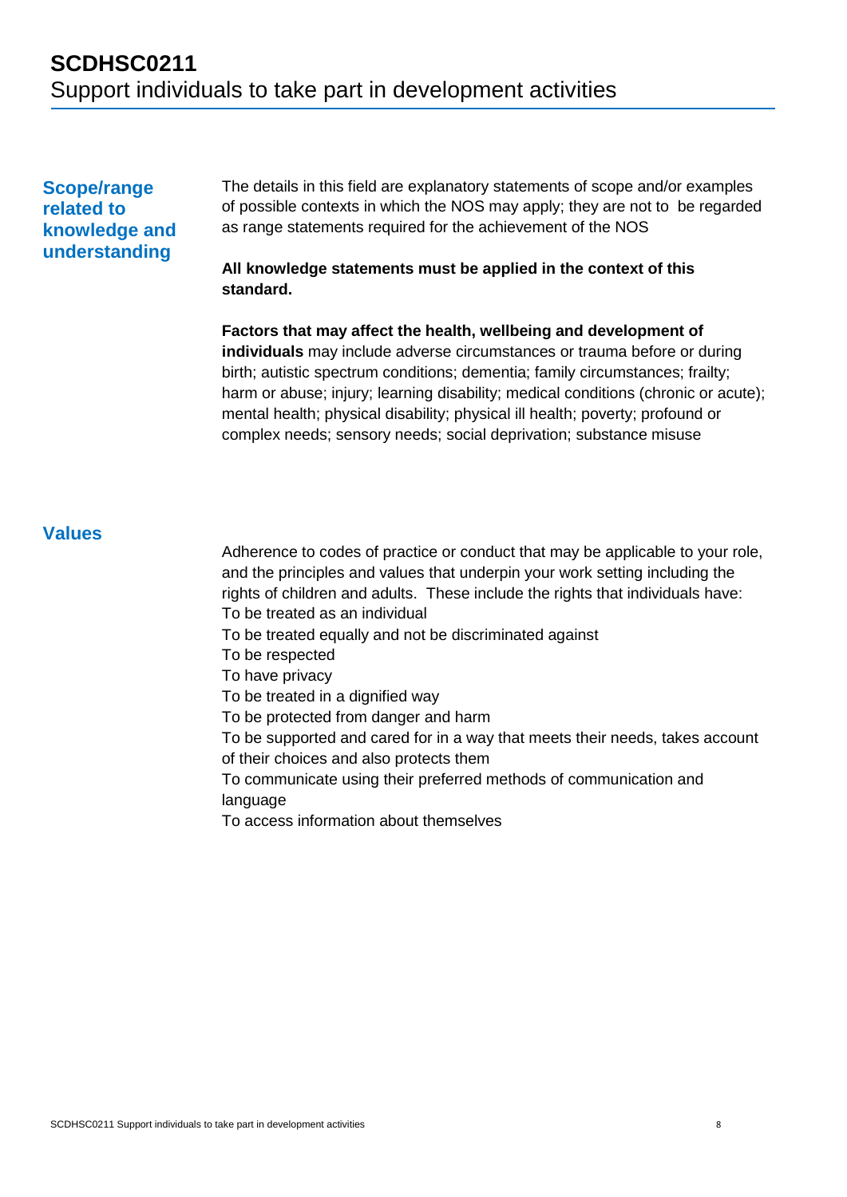# SCDHSC0211
Support individuals to take part in development activities

## Scope/range related to knowledge and understanding

The details in this field are explanatory statements of scope and/or examples of possible contexts in which the NOS may apply; they are not to be regarded as range statements required for the achievement of the NOS

**All knowledge statements must be applied in the context of this standard.**

**Factors that may affect the health, wellbeing and development of individuals** may include adverse circumstances or trauma before or during birth; autistic spectrum conditions; dementia; family circumstances; frailty; harm or abuse; injury; learning disability; medical conditions (chronic or acute); mental health; physical disability; physical ill health; poverty; profound or complex needs; sensory needs; social deprivation; substance misuse

## Values

Adherence to codes of practice or conduct that may be applicable to your role, and the principles and values that underpin your work setting including the rights of children and adults. These include the rights that individuals have:

To be treated as an individual
To be treated equally and not be discriminated against
To be respected
To have privacy
To be treated in a dignified way
To be protected from danger and harm
To be supported and cared for in a way that meets their needs, takes account of their choices and also protects them
To communicate using their preferred methods of communication and language
To access information about themselves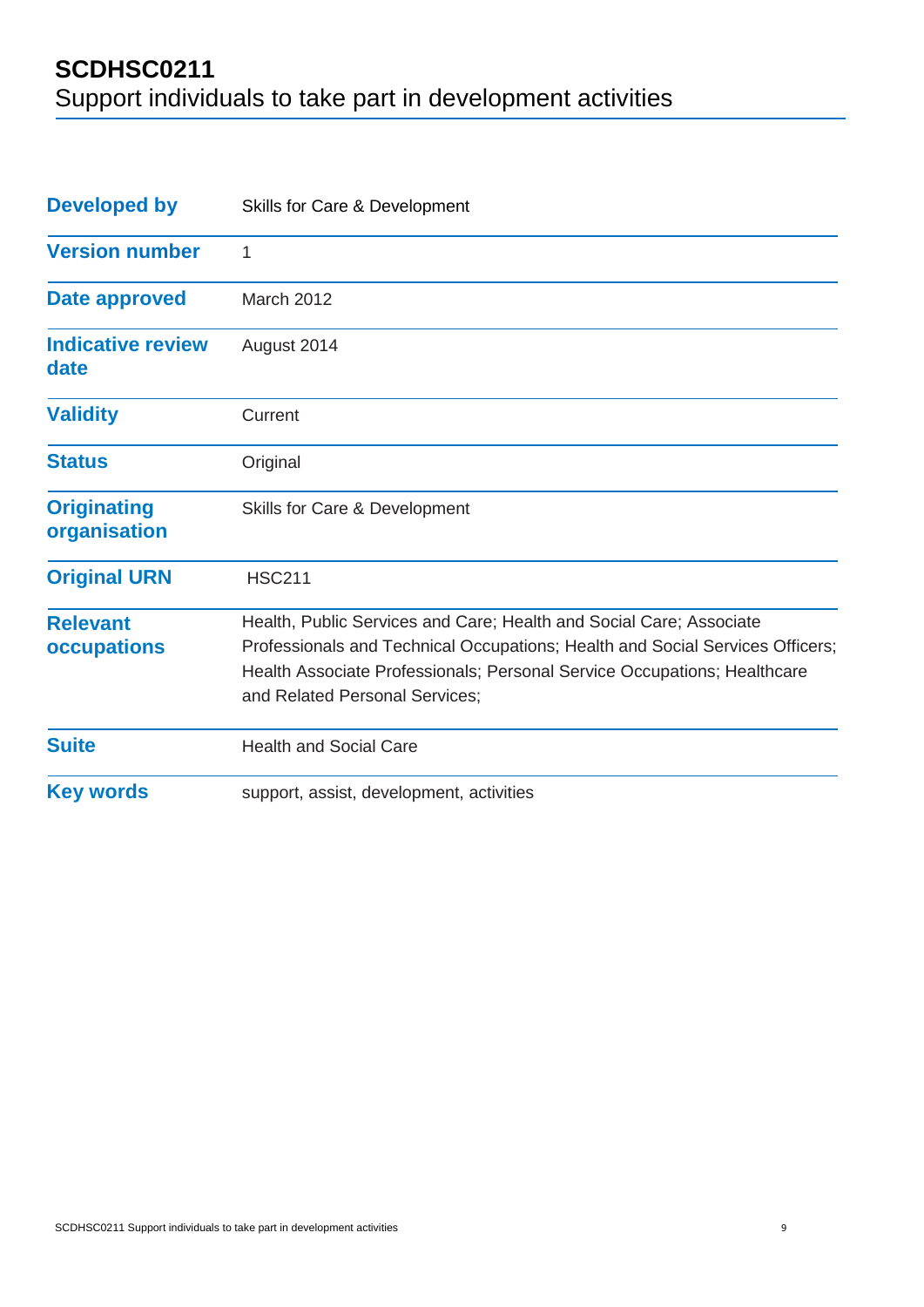# SCDHSC0211

Support individuals to take part in development activities

| | |
|---|---|
| **Developed by** | Skills for Care & Development |
| **Version number** | 1 |
| **Date approved** | March 2012 |
| **Indicative review date** | August 2014 |
| **Validity** | Current |
| **Status** | Original |
| **Originating organisation** | Skills for Care & Development |
| **Original URN** | HSC211 |
| **Relevant occupations** | Health, Public Services and Care; Health and Social Care; Associate Professionals and Technical Occupations; Health and Social Services Officers; Health Associate Professionals; Personal Service Occupations; Healthcare and Related Personal Services; |
| **Suite** | Health and Social Care |
| **Key words** | support, assist, development, activities |